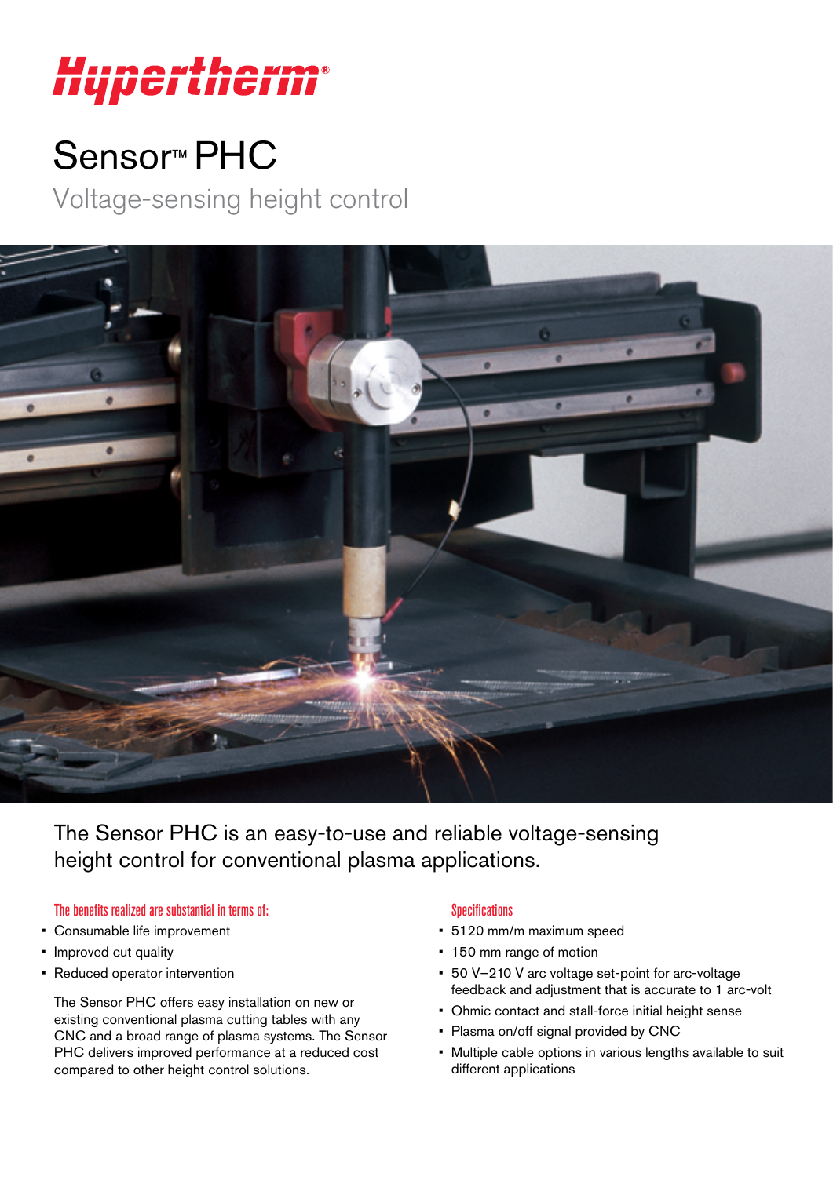# Hypertherm®

# Sensor™ PHC

## Voltage-sensing height control

The Sensor PHC is an easy-to-use and reliable voltage-sensing height control for conventional plasma applications.

### The benefits realized are substantial in terms of:

- Consumable life improvement
- Improved cut quality
- Reduced operator intervention

The Sensor PHC offers easy installation on new or existing conventional plasma cutting tables with any CNC and a broad range of plasma systems. The Sensor PHC delivers improved performance at a reduced cost compared to other height control solutions.

### Specifications

- 5120 mm/m maximum speed
- 150 mm range of motion
- 50 V–210 V arc voltage set-point for arc-voltage feedback and adjustment that is accurate to 1 arc-volt
- Ohmic contact and stall-force initial height sense
- Plasma on/off signal provided by CNC
- Multiple cable options in various lengths available to suit different applications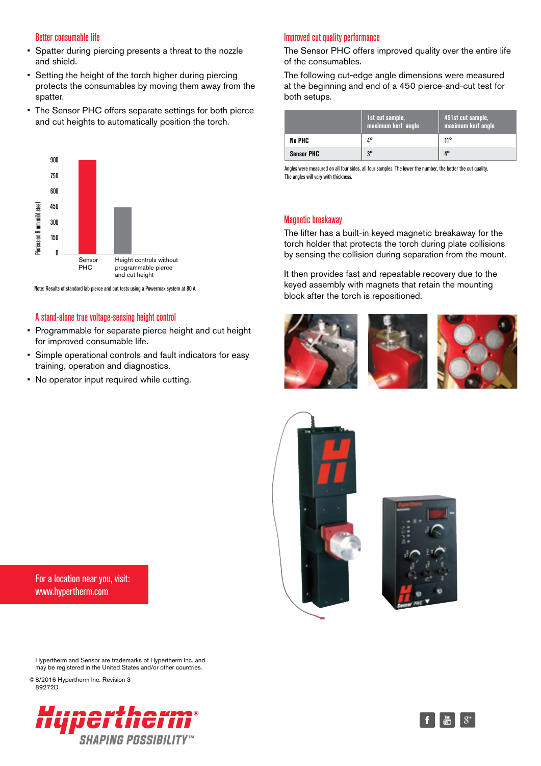## Better consumable life

- Spatter during piercing presents a threat to the nozzle and shield.
- Setting the height of the torch higher during piercing protects the consumables by moving them away from the spatter.
- The Sensor PHC offers separate settings for both pierce and cut heights to automatically position the torch.

Pierces on 6 mm mild steel

900
750
600
450
300
150
0

Sensor PHC

Height controls without programmable pierce and cut height

Note: Results of standard lab pierce and cut tests using a Powermax system at 80 A.

## A stand-alone true voltage-sensing height control

- Programmable for separate pierce height and cut height for improved consumable life.
- Simple operational controls and fault indicators for easy training, operation and diagnostics.
- No operator input required while cutting.

## Improved cut quality performance

The Sensor PHC offers improved quality over the entire life of the consumables.

The following cut-edge angle dimensions were measured at the beginning and end of a 450 pierce-and-cut test for both setups.

| | 1st cut sample, maximum kerf angle | 451st cut sample, maximum kerf angle |
|---|---|---|
| **No PHC** | 4° | 11° |
| **Sensor PHC** | 3° | 4° |

Angles were measured on all four sides, all four samples. The lower the number, the better the cut quality. The angles will vary with thickness.

## Magnetic breakaway

The lifter has a built-in keyed magnetic breakaway for the torch holder that protects the torch during plate collisions by sensing the collision during separation from the mount.

It then provides fast and repeatable recovery due to the keyed assembly with magnets that retain the mounting block after the torch is repositioned.

For a location near you, visit:
www.hypertherm.com

Hypertherm and Sensor are trademarks of Hypertherm Inc. and may be registered in the United States and/or other countries.

© 8/2016 Hypertherm Inc. Revision 3
89272D

Hypertherm®
SHAPING POSSIBILITY™